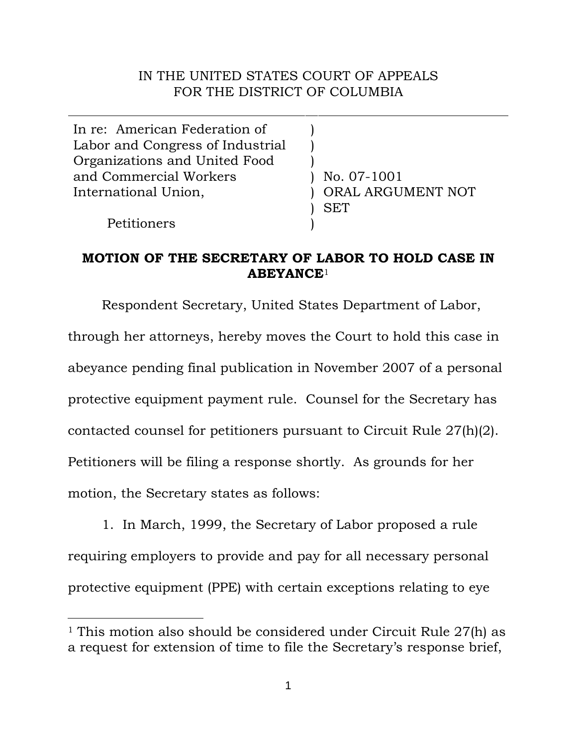IN THE UNITED STATES COURT OF APPEALS
FOR THE DISTRICT OF COLUMBIA

| | | |
|---|---|---|
| In re: American Federation of Labor and Congress of Industrial Organizations and United Food and Commercial Workers International Union, | ) | No. 07-1001 |
| Petitioners | ) | ORAL ARGUMENT NOT SET |

**MOTION OF THE SECRETARY OF LABOR TO HOLD CASE IN ABEYANCE**[1]

Respondent Secretary, United States Department of Labor, through her attorneys, hereby moves the Court to hold this case in abeyance pending final publication in November 2007 of a personal protective equipment payment rule. Counsel for the Secretary has contacted counsel for petitioners pursuant to Circuit Rule 27(h)(2). Petitioners will be filing a response shortly. As grounds for her motion, the Secretary states as follows:

1. In March, 1999, the Secretary of Labor proposed a rule requiring employers to provide and pay for all necessary personal protective equipment (PPE) with certain exceptions relating to eye

[1] This motion also should be considered under Circuit Rule 27(h) as a request for extension of time to file the Secretary's response brief,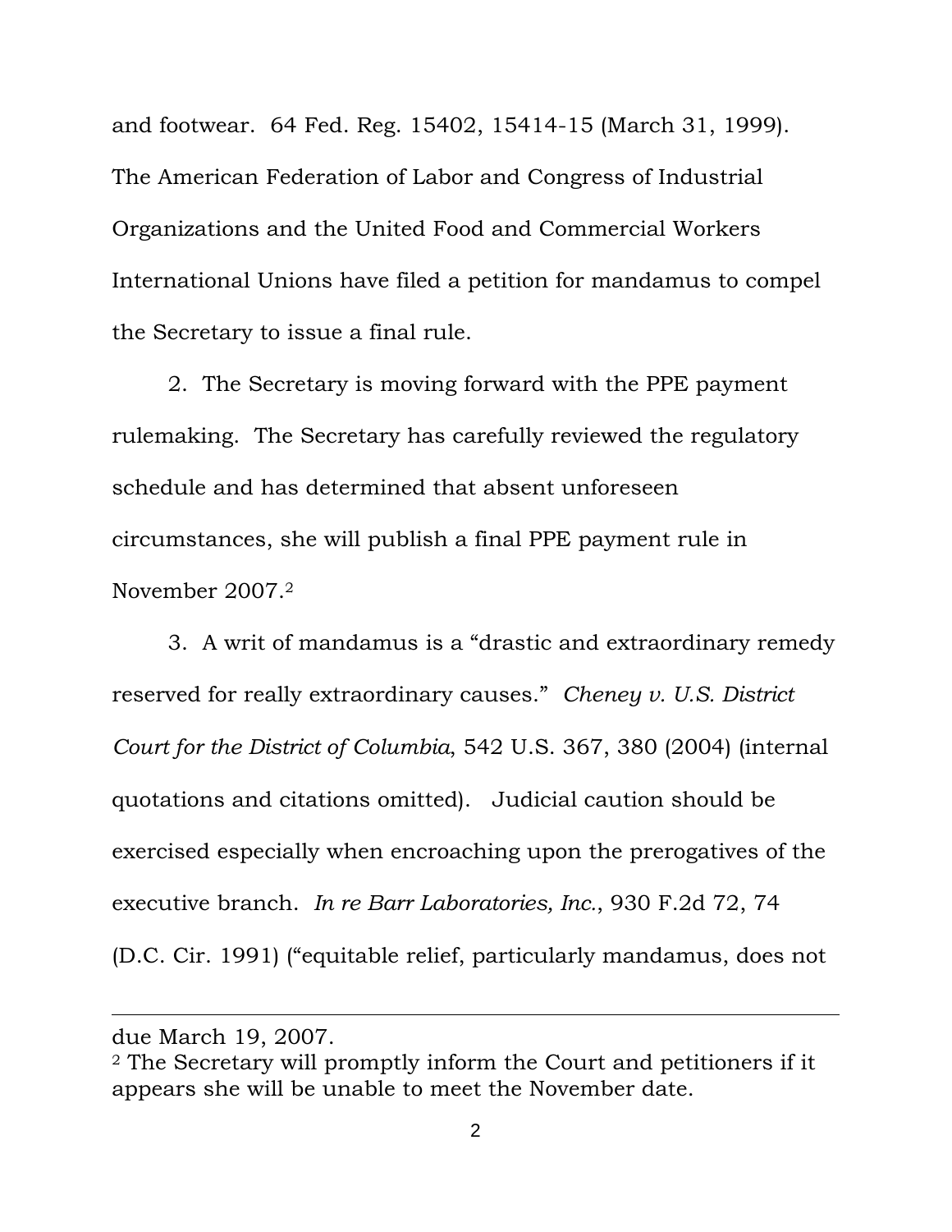and footwear. 64 Fed. Reg. 15402, 15414-15 (March 31, 1999). The American Federation of Labor and Congress of Industrial Organizations and the United Food and Commercial Workers International Unions have filed a petition for mandamus to compel the Secretary to issue a final rule.

2. The Secretary is moving forward with the PPE payment rulemaking. The Secretary has carefully reviewed the regulatory schedule and has determined that absent unforeseen circumstances, she will publish a final PPE payment rule in November 2007.[2]

3. A writ of mandamus is a "drastic and extraordinary remedy reserved for really extraordinary causes." *Cheney v. U.S. District Court for the District of Columbia*, 542 U.S. 367, 380 (2004) (internal quotations and citations omitted). Judicial caution should be exercised especially when encroaching upon the prerogatives of the executive branch. *In re Barr Laboratories, Inc.*, 930 F.2d 72, 74 (D.C. Cir. 1991) ("equitable relief, particularly mandamus, does not

---

due March 19, 2007.

[2] The Secretary will promptly inform the Court and petitioners if it appears she will be unable to meet the November date.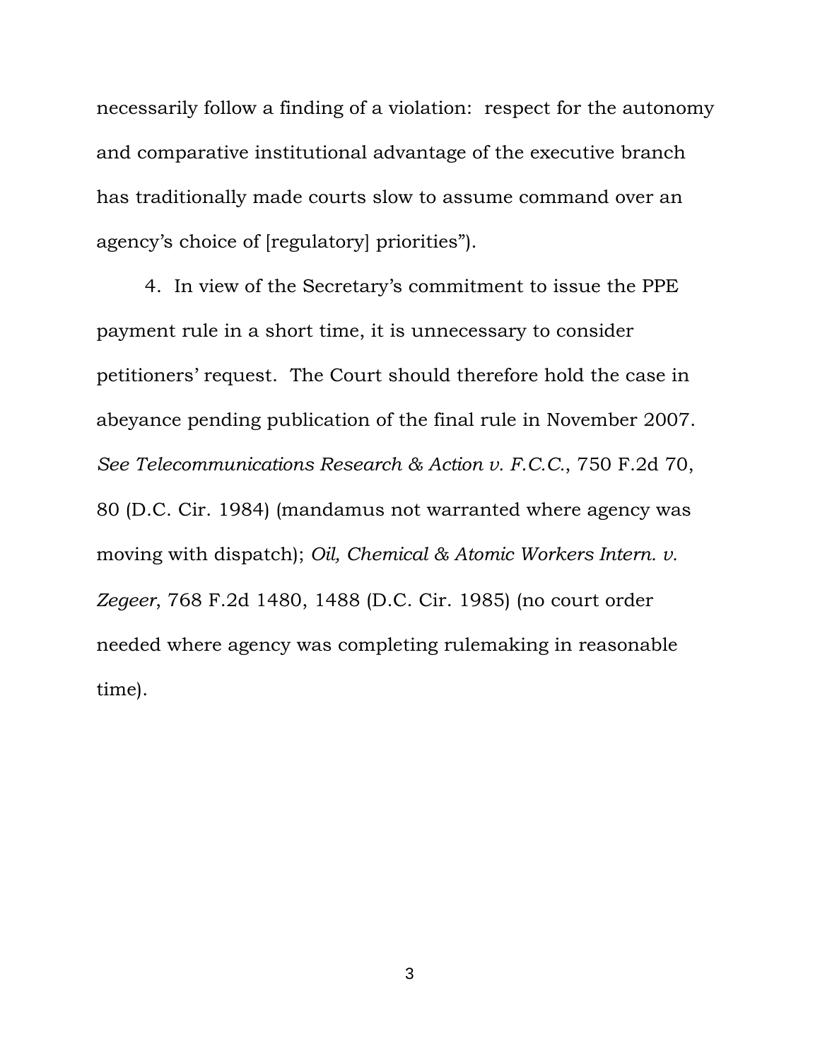necessarily follow a finding of a violation: respect for the autonomy and comparative institutional advantage of the executive branch has traditionally made courts slow to assume command over an agency's choice of [regulatory] priorities").

4. In view of the Secretary's commitment to issue the PPE payment rule in a short time, it is unnecessary to consider petitioners' request. The Court should therefore hold the case in abeyance pending publication of the final rule in November 2007. *See Telecommunications Research & Action v. F.C.C.*, 750 F.2d 70, 80 (D.C. Cir. 1984) (mandamus not warranted where agency was moving with dispatch); *Oil, Chemical & Atomic Workers Intern. v. Zegeer*, 768 F.2d 1480, 1488 (D.C. Cir. 1985) (no court order needed where agency was completing rulemaking in reasonable time).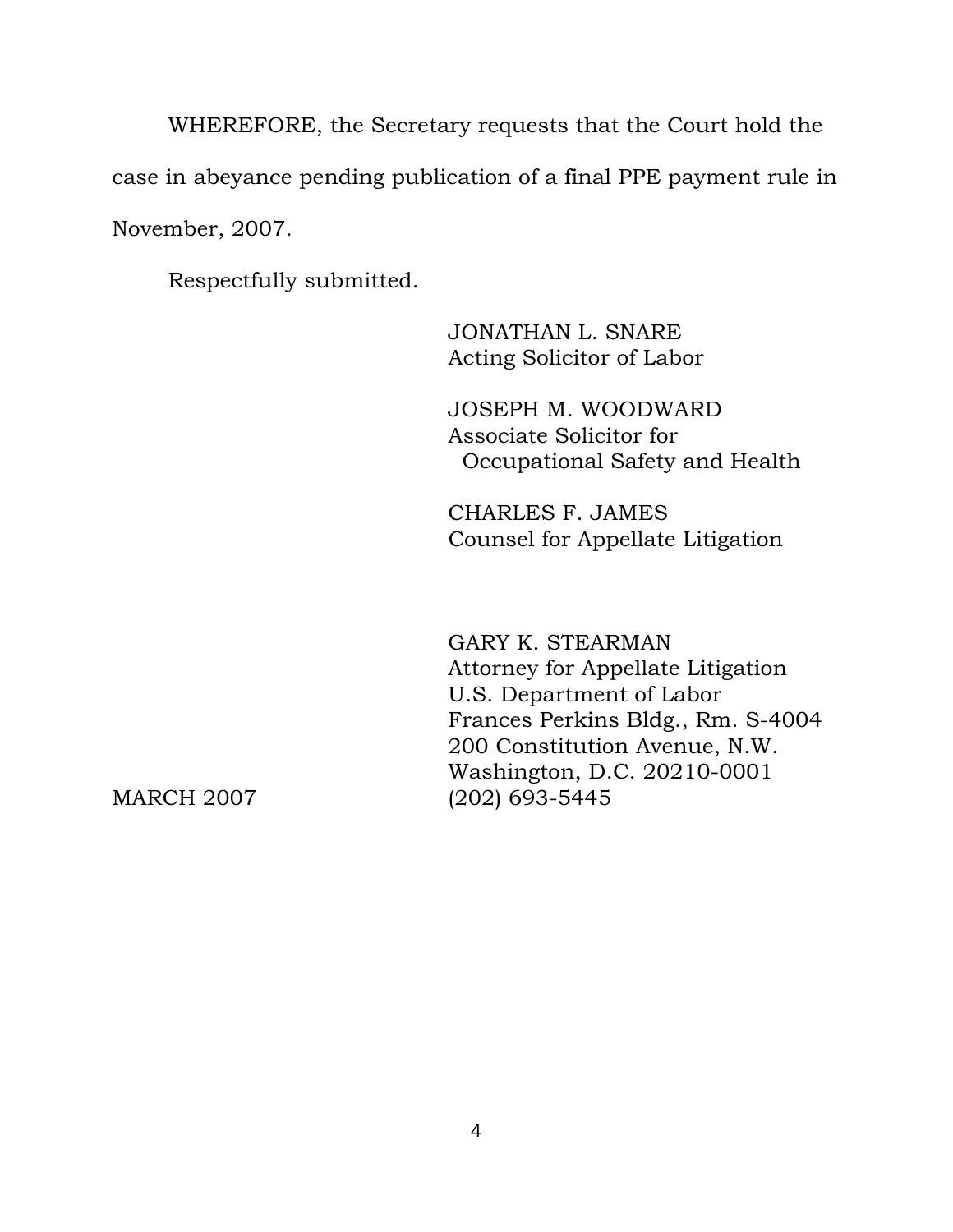WHEREFORE, the Secretary requests that the Court hold the case in abeyance pending publication of a final PPE payment rule in November, 2007.

Respectfully submitted.

JONATHAN L. SNARE
Acting Solicitor of Labor

JOSEPH M. WOODWARD
Associate Solicitor for
Occupational Safety and Health

CHARLES F. JAMES
Counsel for Appellate Litigation

GARY K. STEARMAN
Attorney for Appellate Litigation
U.S. Department of Labor
Frances Perkins Bldg., Rm. S-4004
200 Constitution Avenue, N.W.
Washington, D.C. 20210-0001
(202) 693-5445

MARCH 2007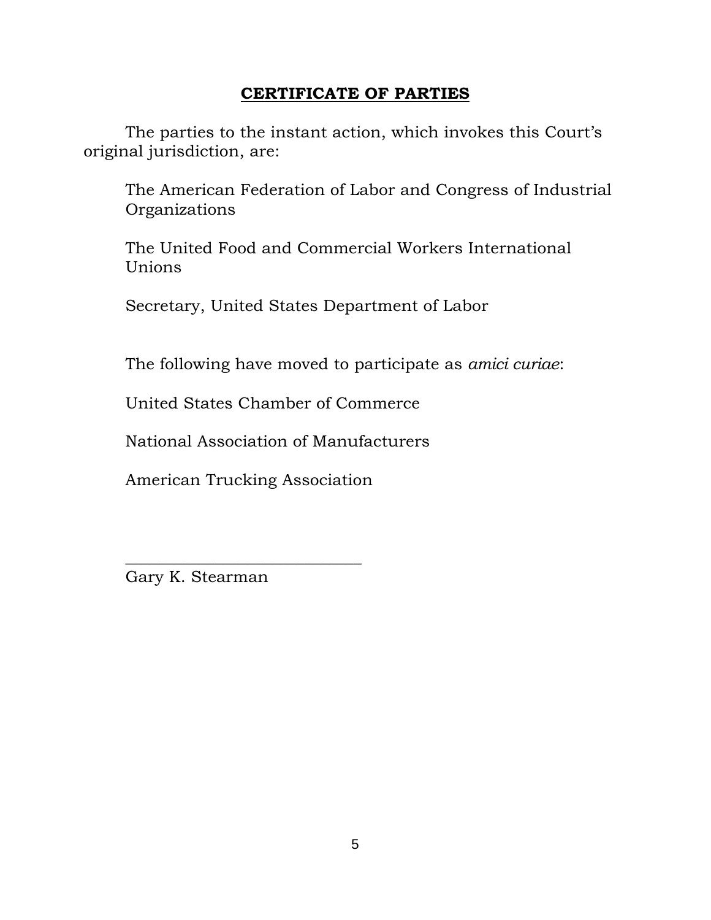## CERTIFICATE OF PARTIES

The parties to the instant action, which invokes this Court's original jurisdiction, are:

The American Federation of Labor and Congress of Industrial Organizations

The United Food and Commercial Workers International Unions

Secretary, United States Department of Labor

The following have moved to participate as *amici curiae*:

United States Chamber of Commerce

National Association of Manufacturers

American Trucking Association

\_\_\_\_\_\_\_\_\_\_\_\_\_\_\_\_\_\_\_\_\_\_\_\_\_\_\_\_\_\_

Gary K. Stearman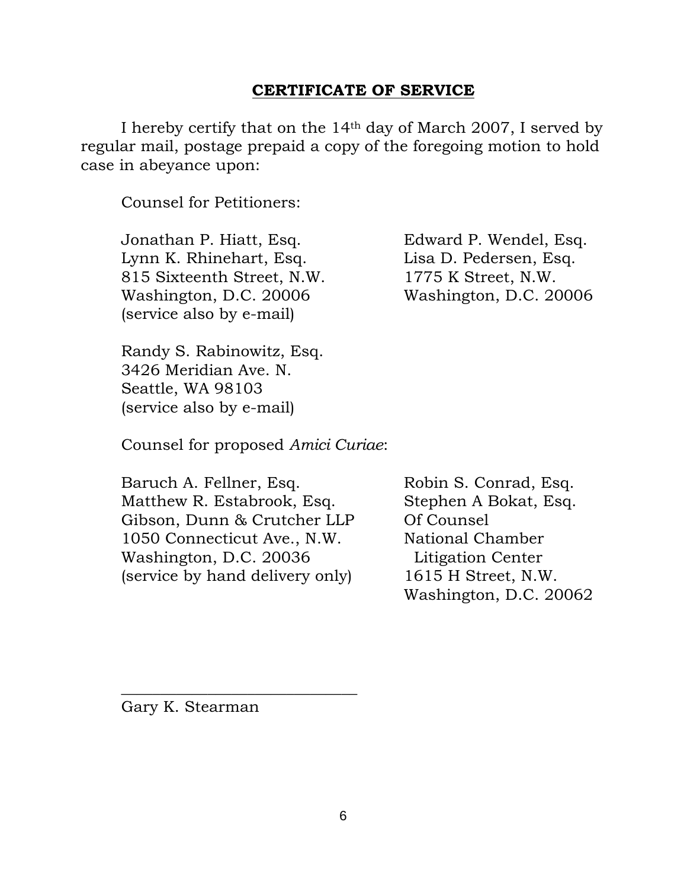## CERTIFICATE OF SERVICE

I hereby certify that on the 14th day of March 2007, I served by regular mail, postage prepaid a copy of the foregoing motion to hold case in abeyance upon:

Counsel for Petitioners:

Jonathan P. Hiatt, Esq.
Lynn K. Rhinehart, Esq.
815 Sixteenth Street, N.W.
Washington, D.C. 20006
(service also by e-mail)

Edward P. Wendel, Esq.
Lisa D. Pedersen, Esq.
1775 K Street, N.W.
Washington, D.C. 20006

Randy S. Rabinowitz, Esq.
3426 Meridian Ave. N.
Seattle, WA 98103
(service also by e-mail)

Counsel for proposed *Amici Curiae*:

Baruch A. Fellner, Esq.
Matthew R. Estabrook, Esq.
Gibson, Dunn & Crutcher LLP
1050 Connecticut Ave., N.W.
Washington, D.C. 20036
(service by hand delivery only)

Robin S. Conrad, Esq.
Stephen A Bokat, Esq.
Of Counsel
National Chamber
Litigation Center
1615 H Street, N.W.
Washington, D.C. 20062

______________________________
Gary K. Stearman